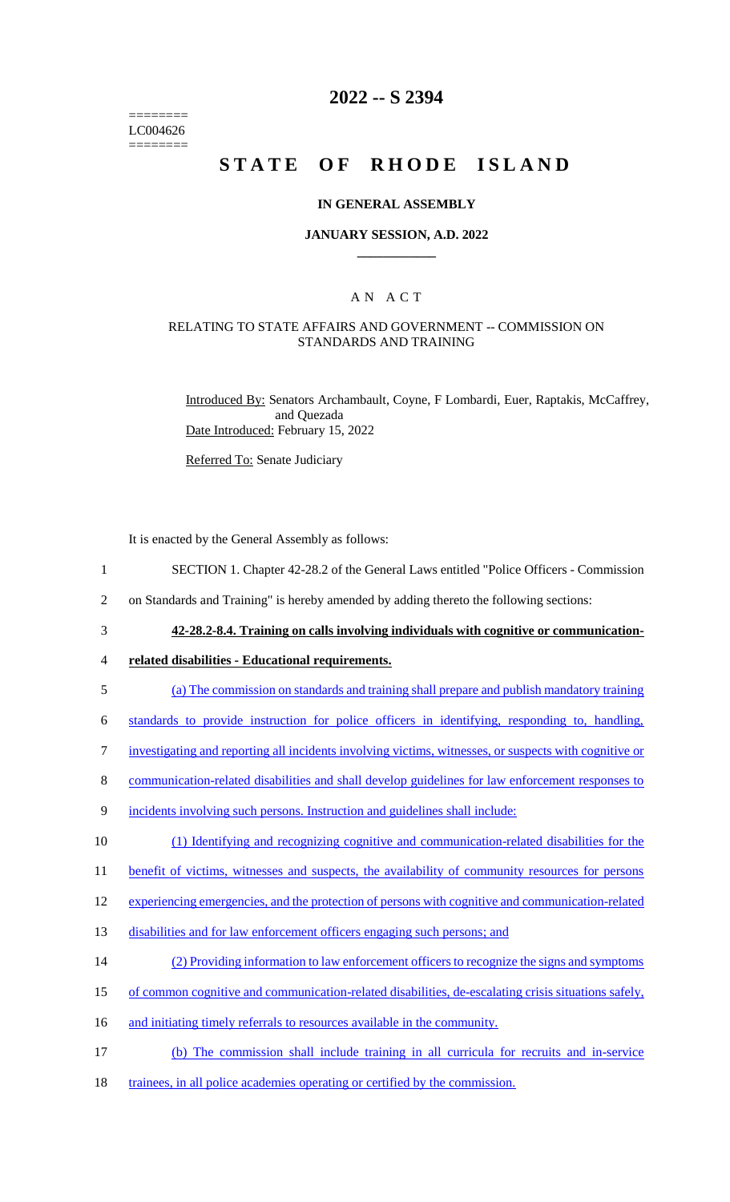========
LC004626
========

# 2022 -- S 2394

# STATE OF RHODE ISLAND

### IN GENERAL ASSEMBLY

### JANUARY SESSION, A.D. 2022

## A N A C T

### RELATING TO STATE AFFAIRS AND GOVERNMENT -- COMMISSION ON STANDARDS AND TRAINING

Introduced By: Senators Archambault, Coyne, F Lombardi, Euer, Raptakis, McCaffrey, and Quezada

Date Introduced: February 15, 2022

Referred To: Senate Judiciary

It is enacted by the General Assembly as follows:

1 SECTION 1. Chapter 42-28.2 of the General Laws entitled "Police Officers - Commission
2 on Standards and Training" is hereby amended by adding thereto the following sections:

3 **42-28.2-8.4. Training on calls involving individuals with cognitive or communication-**
4 **related disabilities - Educational requirements.**

5 (a) The commission on standards and training shall prepare and publish mandatory training
6 standards to provide instruction for police officers in identifying, responding to, handling,
7 investigating and reporting all incidents involving victims, witnesses, or suspects with cognitive or
8 communication-related disabilities and shall develop guidelines for law enforcement responses to
9 incidents involving such persons. Instruction and guidelines shall include:

10 (1) Identifying and recognizing cognitive and communication-related disabilities for the
11 benefit of victims, witnesses and suspects, the availability of community resources for persons
12 experiencing emergencies, and the protection of persons with cognitive and communication-related
13 disabilities and for law enforcement officers engaging such persons; and

14 (2) Providing information to law enforcement officers to recognize the signs and symptoms
15 of common cognitive and communication-related disabilities, de-escalating crisis situations safely,
16 and initiating timely referrals to resources available in the community.

17 (b) The commission shall include training in all curricula for recruits and in-service
18 trainees, in all police academies operating or certified by the commission.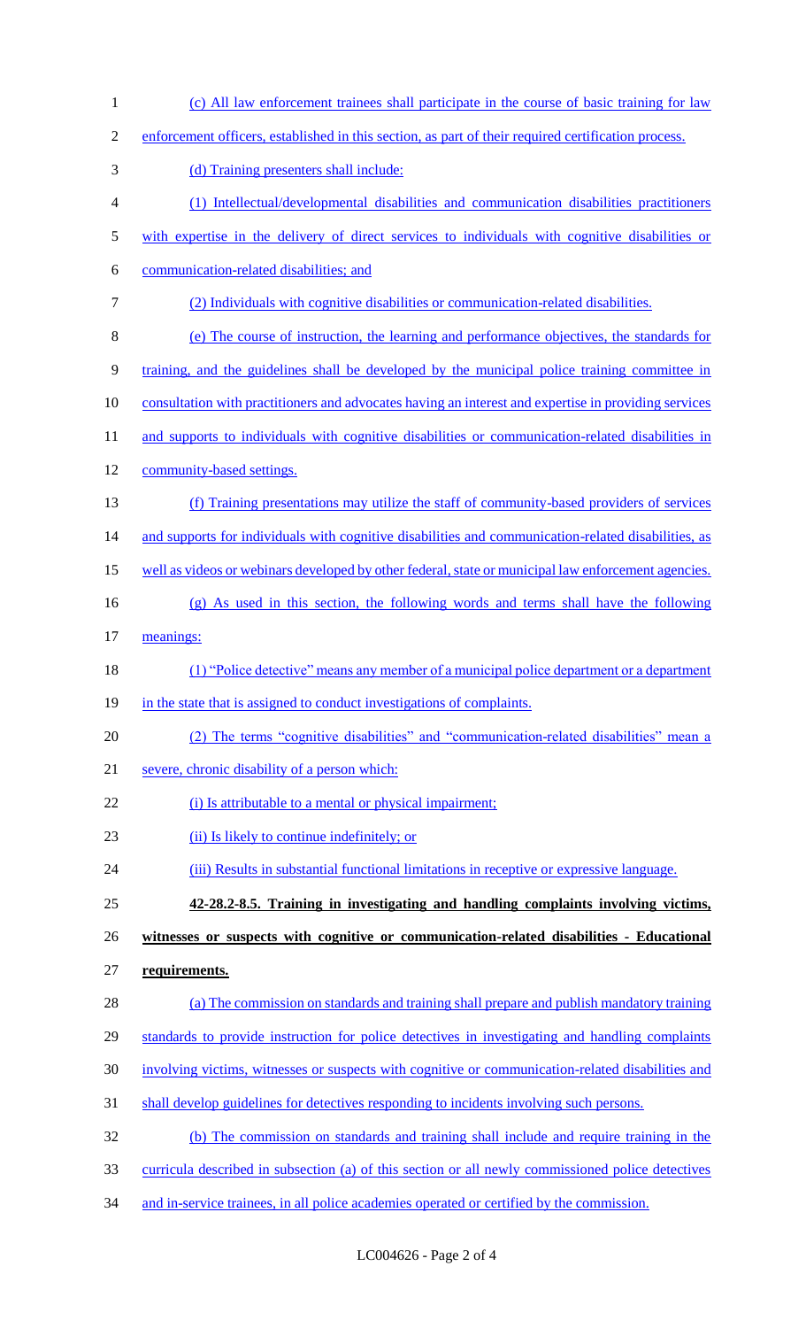(c) All law enforcement trainees shall participate in the course of basic training for law enforcement officers, established in this section, as part of their required certification process.

(d) Training presenters shall include:

(1) Intellectual/developmental disabilities and communication disabilities practitioners with expertise in the delivery of direct services to individuals with cognitive disabilities or communication-related disabilities; and

(2) Individuals with cognitive disabilities or communication-related disabilities.

(e) The course of instruction, the learning and performance objectives, the standards for training, and the guidelines shall be developed by the municipal police training committee in consultation with practitioners and advocates having an interest and expertise in providing services and supports to individuals with cognitive disabilities or communication-related disabilities in community-based settings.

(f) Training presentations may utilize the staff of community-based providers of services and supports for individuals with cognitive disabilities and communication-related disabilities, as well as videos or webinars developed by other federal, state or municipal law enforcement agencies.

(g) As used in this section, the following words and terms shall have the following meanings:

(1) "Police detective" means any member of a municipal police department or a department in the state that is assigned to conduct investigations of complaints.

(2) The terms "cognitive disabilities" and "communication-related disabilities" mean a severe, chronic disability of a person which:

(i) Is attributable to a mental or physical impairment;

(ii) Is likely to continue indefinitely; or

(iii) Results in substantial functional limitations in receptive or expressive language.

**42-28.2-8.5. Training in investigating and handling complaints involving victims, witnesses or suspects with cognitive or communication-related disabilities - Educational requirements.**

(a) The commission on standards and training shall prepare and publish mandatory training standards to provide instruction for police detectives in investigating and handling complaints involving victims, witnesses or suspects with cognitive or communication-related disabilities and shall develop guidelines for detectives responding to incidents involving such persons.

(b) The commission on standards and training shall include and require training in the curricula described in subsection (a) of this section or all newly commissioned police detectives and in-service trainees, in all police academies operated or certified by the commission.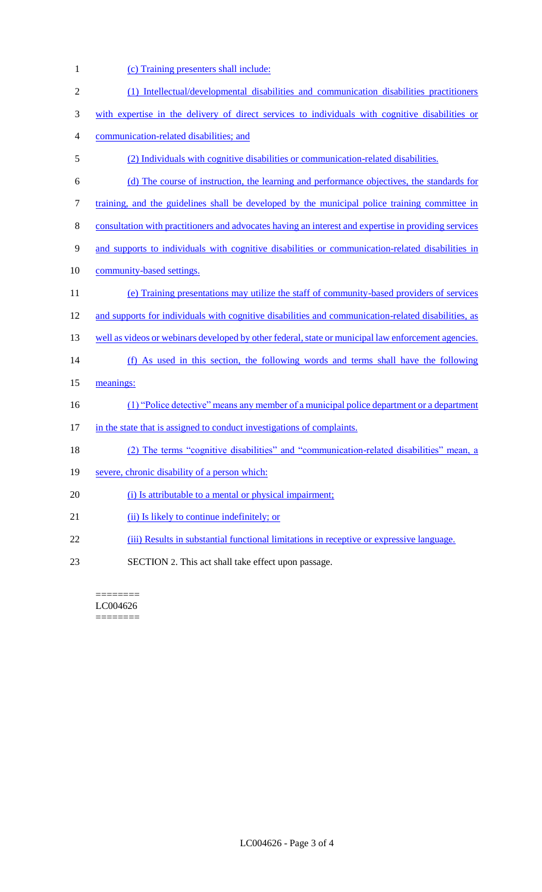(c) Training presenters shall include:

(1) Intellectual/developmental disabilities and communication disabilities practitioners with expertise in the delivery of direct services to individuals with cognitive disabilities or communication-related disabilities; and

(2) Individuals with cognitive disabilities or communication-related disabilities.

(d) The course of instruction, the learning and performance objectives, the standards for training, and the guidelines shall be developed by the municipal police training committee in consultation with practitioners and advocates having an interest and expertise in providing services and supports to individuals with cognitive disabilities or communication-related disabilities in community-based settings.

(e) Training presentations may utilize the staff of community-based providers of services and supports for individuals with cognitive disabilities and communication-related disabilities, as well as videos or webinars developed by other federal, state or municipal law enforcement agencies.

(f) As used in this section, the following words and terms shall have the following meanings:

(1) "Police detective" means any member of a municipal police department or a department in the state that is assigned to conduct investigations of complaints.

(2) The terms "cognitive disabilities" and "communication-related disabilities" mean, a severe, chronic disability of a person which:

(i) Is attributable to a mental or physical impairment;

(ii) Is likely to continue indefinitely; or

(iii) Results in substantial functional limitations in receptive or expressive language.

SECTION 2. This act shall take effect upon passage.

========
LC004626
========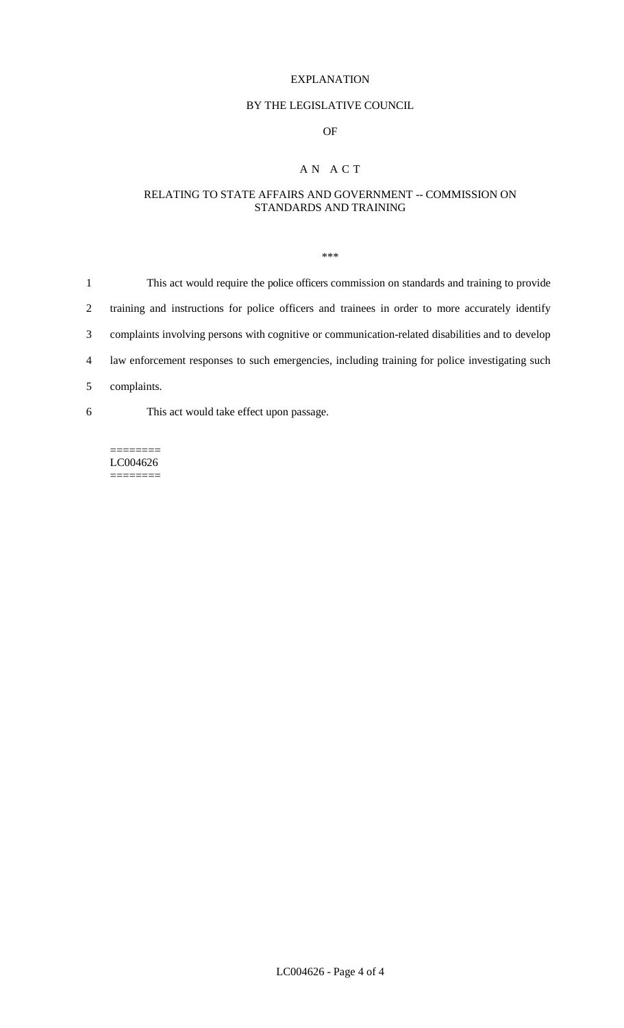EXPLANATION

BY THE LEGISLATIVE COUNCIL

OF

# A N A C T

RELATING TO STATE AFFAIRS AND GOVERNMENT -- COMMISSION ON STANDARDS AND TRAINING

\*\*\*

This act would require the police officers commission on standards and training to provide training and instructions for police officers and trainees in order to more accurately identify complaints involving persons with cognitive or communication-related disabilities and to develop law enforcement responses to such emergencies, including training for police investigating such complaints.

This act would take effect upon passage.

========
LC004626
========